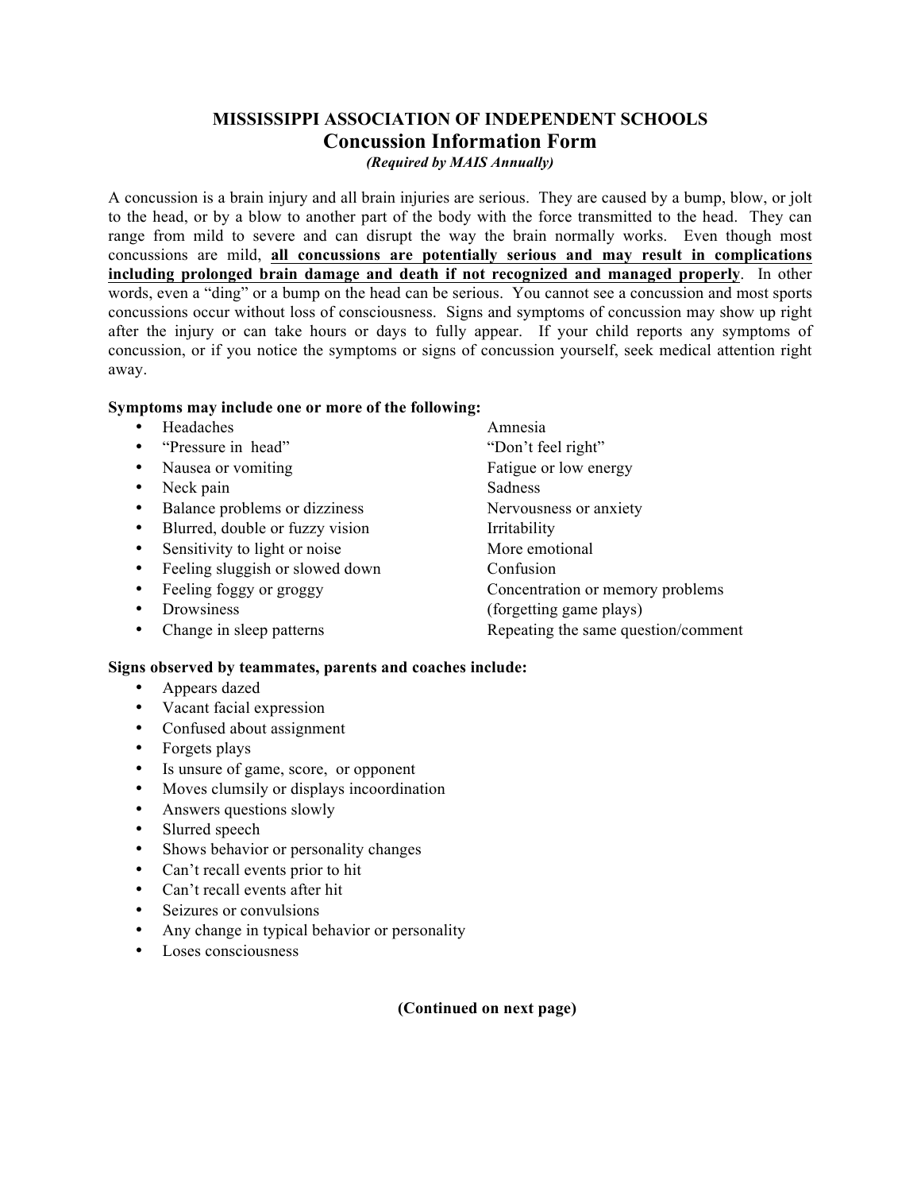# MISSISSIPPI ASSOCIATION OF INDEPENDENT SCHOOLS

## Concussion Information Form

***(Required by MAIS Annually)***

A concussion is a brain injury and all brain injuries are serious. They are caused by a bump, blow, or jolt to the head, or by a blow to another part of the body with the force transmitted to the head. They can range from mild to severe and can disrupt the way the brain normally works. Even though most concussions are mild, **all concussions are potentially serious and may result in complications including prolonged brain damage and death if not recognized and managed properly**. In other words, even a "ding" or a bump on the head can be serious. You cannot see a concussion and most sports concussions occur without loss of consciousness. Signs and symptoms of concussion may show up right after the injury or can take hours or days to fully appear. If your child reports any symptoms of concussion, or if you notice the symptoms or signs of concussion yourself, seek medical attention right away.

**Symptoms may include one or more of the following:**

- Headaches
- "Pressure in head"
- Nausea or vomiting
- Neck pain
- Balance problems or dizziness
- Blurred, double or fuzzy vision
- Sensitivity to light or noise
- Feeling sluggish or slowed down
- Feeling foggy or groggy
- Drowsiness
- Change in sleep patterns

Amnesia
"Don't feel right"
Fatigue or low energy
Sadness
Nervousness or anxiety
Irritability
More emotional
Confusion
Concentration or memory problems (forgetting game plays)
Repeating the same question/comment

**Signs observed by teammates, parents and coaches include:**

- Appears dazed
- Vacant facial expression
- Confused about assignment
- Forgets plays
- Is unsure of game, score, or opponent
- Moves clumsily or displays incoordination
- Answers questions slowly
- Slurred speech
- Shows behavior or personality changes
- Can't recall events prior to hit
- Can't recall events after hit
- Seizures or convulsions
- Any change in typical behavior or personality
- Loses consciousness

**(Continued on next page)**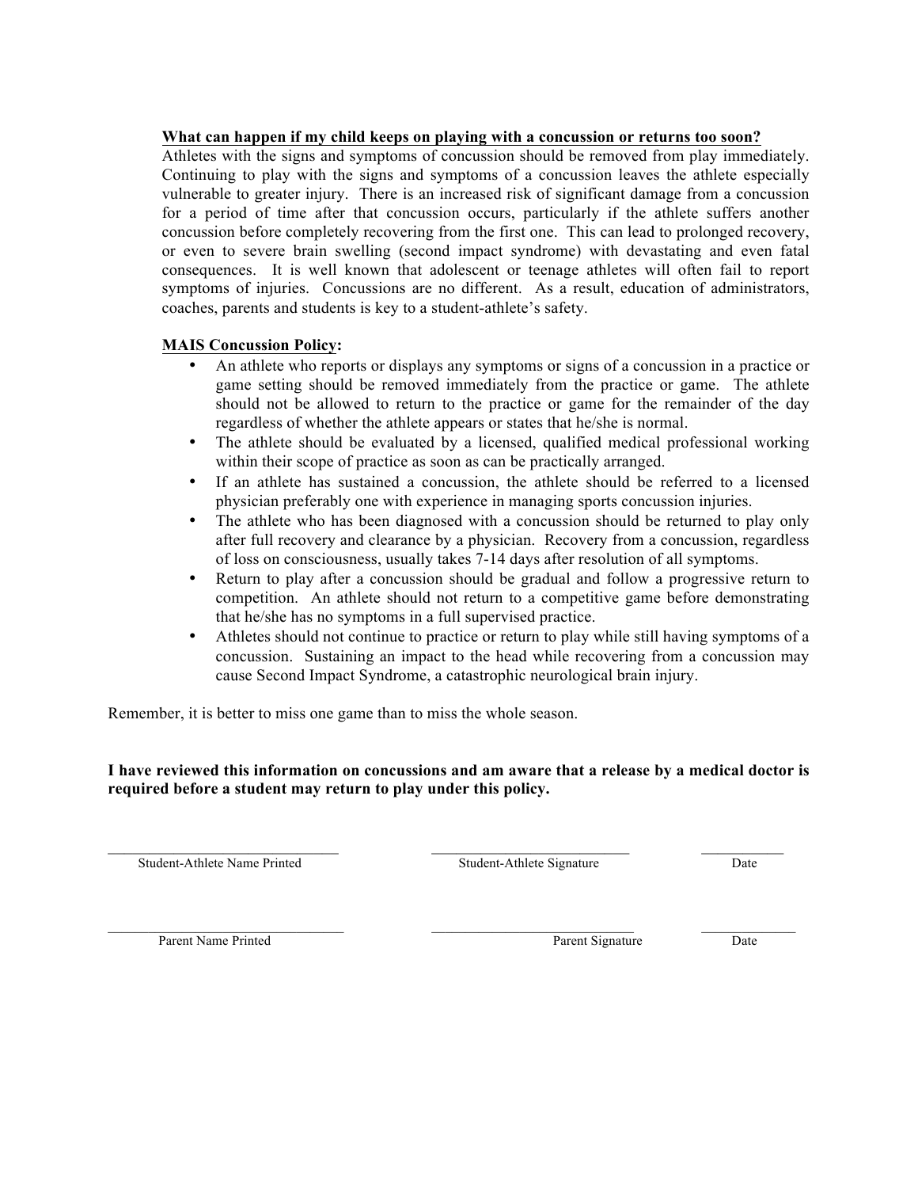**<u>What can happen if my child keeps on playing with a concussion or returns too soon?</u>**

Athletes with the signs and symptoms of concussion should be removed from play immediately. Continuing to play with the signs and symptoms of a concussion leaves the athlete especially vulnerable to greater injury. There is an increased risk of significant damage from a concussion for a period of time after that concussion occurs, particularly if the athlete suffers another concussion before completely recovering from the first one. This can lead to prolonged recovery, or even to severe brain swelling (second impact syndrome) with devastating and even fatal consequences. It is well known that adolescent or teenage athletes will often fail to report symptoms of injuries. Concussions are no different. As a result, education of administrators, coaches, parents and students is key to a student-athlete's safety.

**<u>MAIS Concussion Policy</u>:**

- An athlete who reports or displays any symptoms or signs of a concussion in a practice or game setting should be removed immediately from the practice or game. The athlete should not be allowed to return to the practice or game for the remainder of the day regardless of whether the athlete appears or states that he/she is normal.
- The athlete should be evaluated by a licensed, qualified medical professional working within their scope of practice as soon as can be practically arranged.
- If an athlete has sustained a concussion, the athlete should be referred to a licensed physician preferably one with experience in managing sports concussion injuries.
- The athlete who has been diagnosed with a concussion should be returned to play only after full recovery and clearance by a physician. Recovery from a concussion, regardless of loss on consciousness, usually takes 7-14 days after resolution of all symptoms.
- Return to play after a concussion should be gradual and follow a progressive return to competition. An athlete should not return to a competitive game before demonstrating that he/she has no symptoms in a full supervised practice.
- Athletes should not continue to practice or return to play while still having symptoms of a concussion. Sustaining an impact to the head while recovering from a concussion may cause Second Impact Syndrome, a catastrophic neurological brain injury.

Remember, it is better to miss one game than to miss the whole season.

**I have reviewed this information on concussions and am aware that a release by a medical doctor is required before a student may return to play under this policy.**

______________________________ ______________________________ ____________
Student-Athlete Name Printed Student-Athlete Signature Date

______________________________ ______________________________ ____________
Parent Name Printed Parent Signature Date